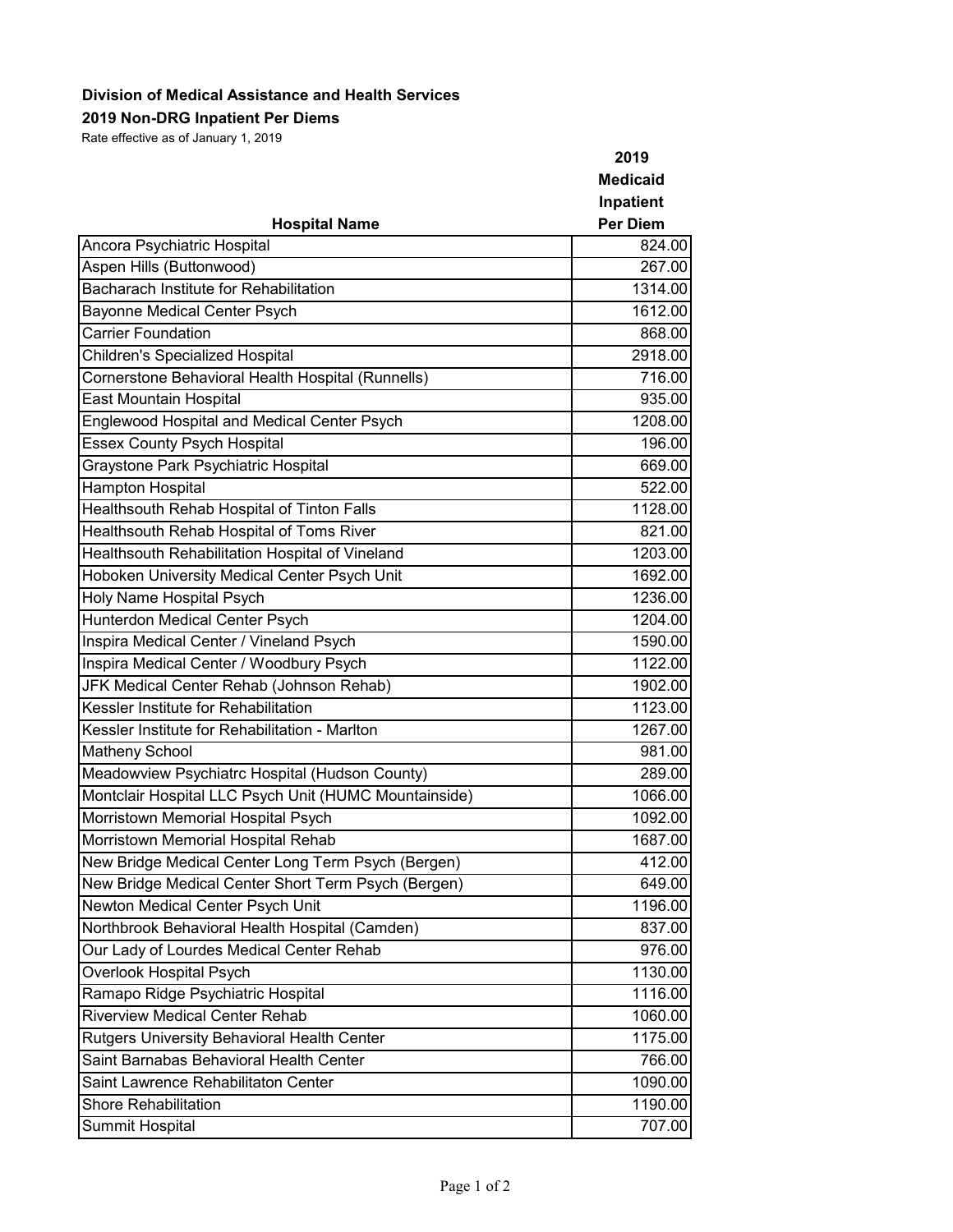**Division of Medical Assistance and Health Services**

**2019 Non-DRG Inpatient Per Diems**

Rate effective as of January 1, 2019

| Hospital Name | 2019 Medicaid Inpatient Per Diem |
|---|---|
| Ancora Psychiatric Hospital | 824.00 |
| Aspen Hills (Buttonwood) | 267.00 |
| Bacharach Institute for Rehabilitation | 1314.00 |
| Bayonne Medical Center Psych | 1612.00 |
| Carrier Foundation | 868.00 |
| Children's Specialized Hospital | 2918.00 |
| Cornerstone Behavioral Health Hospital (Runnells) | 716.00 |
| East Mountain Hospital | 935.00 |
| Englewood Hospital and Medical Center Psych | 1208.00 |
| Essex County Psych Hospital | 196.00 |
| Graystone Park Psychiatric Hospital | 669.00 |
| Hampton Hospital | 522.00 |
| Healthsouth Rehab Hospital of Tinton Falls | 1128.00 |
| Healthsouth Rehab Hospital of Toms River | 821.00 |
| Healthsouth Rehabilitation Hospital of Vineland | 1203.00 |
| Hoboken University Medical Center Psych Unit | 1692.00 |
| Holy Name Hospital Psych | 1236.00 |
| Hunterdon Medical Center Psych | 1204.00 |
| Inspira Medical Center / Vineland Psych | 1590.00 |
| Inspira Medical Center / Woodbury Psych | 1122.00 |
| JFK Medical Center Rehab (Johnson Rehab) | 1902.00 |
| Kessler Institute for Rehabilitation | 1123.00 |
| Kessler Institute for Rehabilitation - Marlton | 1267.00 |
| Matheny School | 981.00 |
| Meadowview Psychiatrc Hospital (Hudson County) | 289.00 |
| Montclair Hospital LLC Psych Unit (HUMC Mountainside) | 1066.00 |
| Morristown Memorial Hospital Psych | 1092.00 |
| Morristown Memorial Hospital Rehab | 1687.00 |
| New Bridge Medical Center Long Term Psych (Bergen) | 412.00 |
| New Bridge Medical Center Short Term Psych (Bergen) | 649.00 |
| Newton Medical Center Psych Unit | 1196.00 |
| Northbrook Behavioral Health Hospital (Camden) | 837.00 |
| Our Lady of Lourdes Medical Center Rehab | 976.00 |
| Overlook Hospital Psych | 1130.00 |
| Ramapo Ridge Psychiatric Hospital | 1116.00 |
| Riverview Medical Center Rehab | 1060.00 |
| Rutgers University Behavioral Health Center | 1175.00 |
| Saint Barnabas Behavioral Health Center | 766.00 |
| Saint Lawrence Rehabilitaton Center | 1090.00 |
| Shore Rehabilitation | 1190.00 |
| Summit Hospital | 707.00 |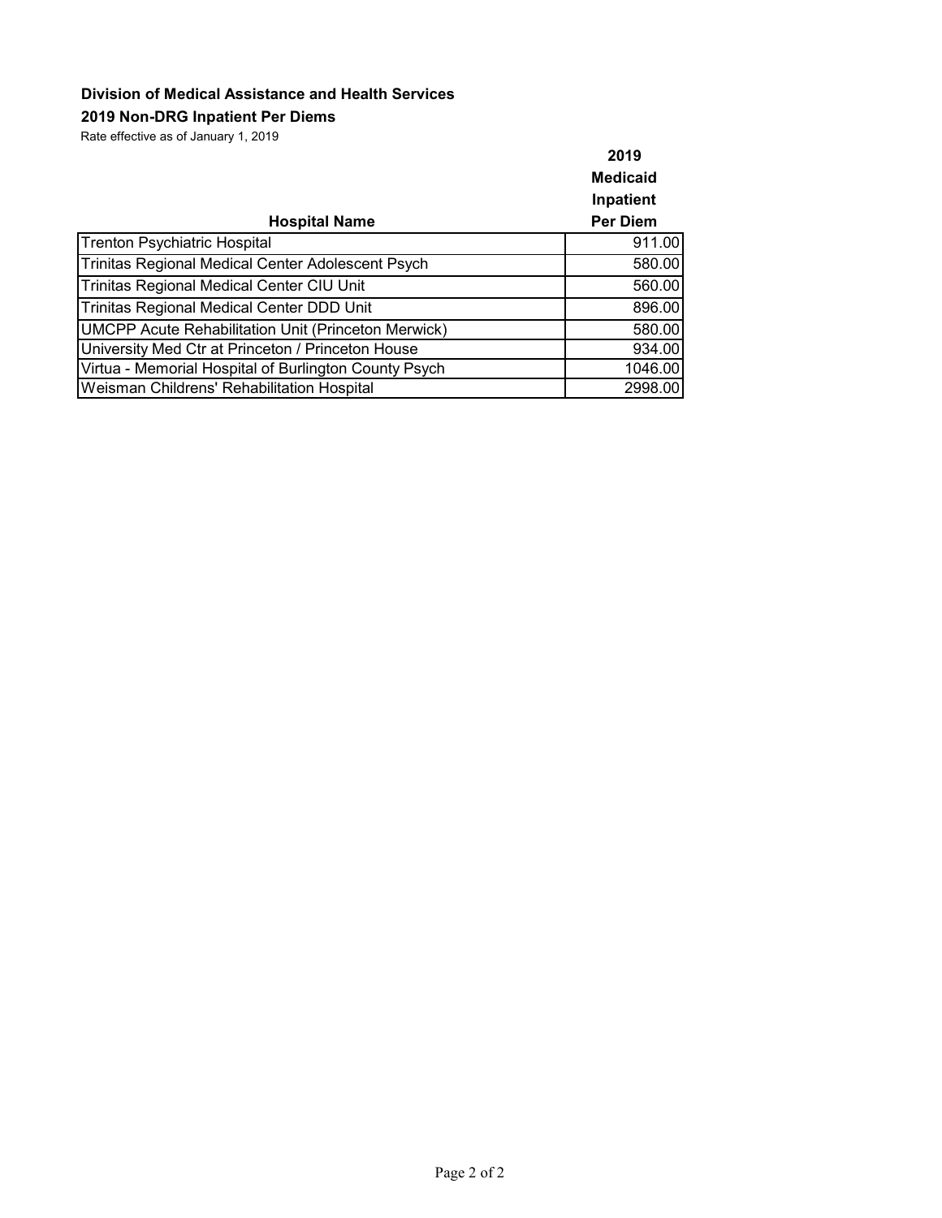**Division of Medical Assistance and Health Services**

**2019 Non-DRG Inpatient Per Diems**

Rate effective as of January 1, 2019

| Hospital Name | 2019 Medicaid Inpatient Per Diem |
|---|---|
| Trenton Psychiatric Hospital | 911.00 |
| Trinitas Regional Medical Center Adolescent Psych | 580.00 |
| Trinitas Regional Medical Center CIU Unit | 560.00 |
| Trinitas Regional Medical Center DDD Unit | 896.00 |
| UMCPP Acute Rehabilitation Unit (Princeton Merwick) | 580.00 |
| University Med Ctr at Princeton / Princeton House | 934.00 |
| Virtua - Memorial Hospital of Burlington County Psych | 1046.00 |
| Weisman Childrens' Rehabilitation Hospital | 2998.00 |